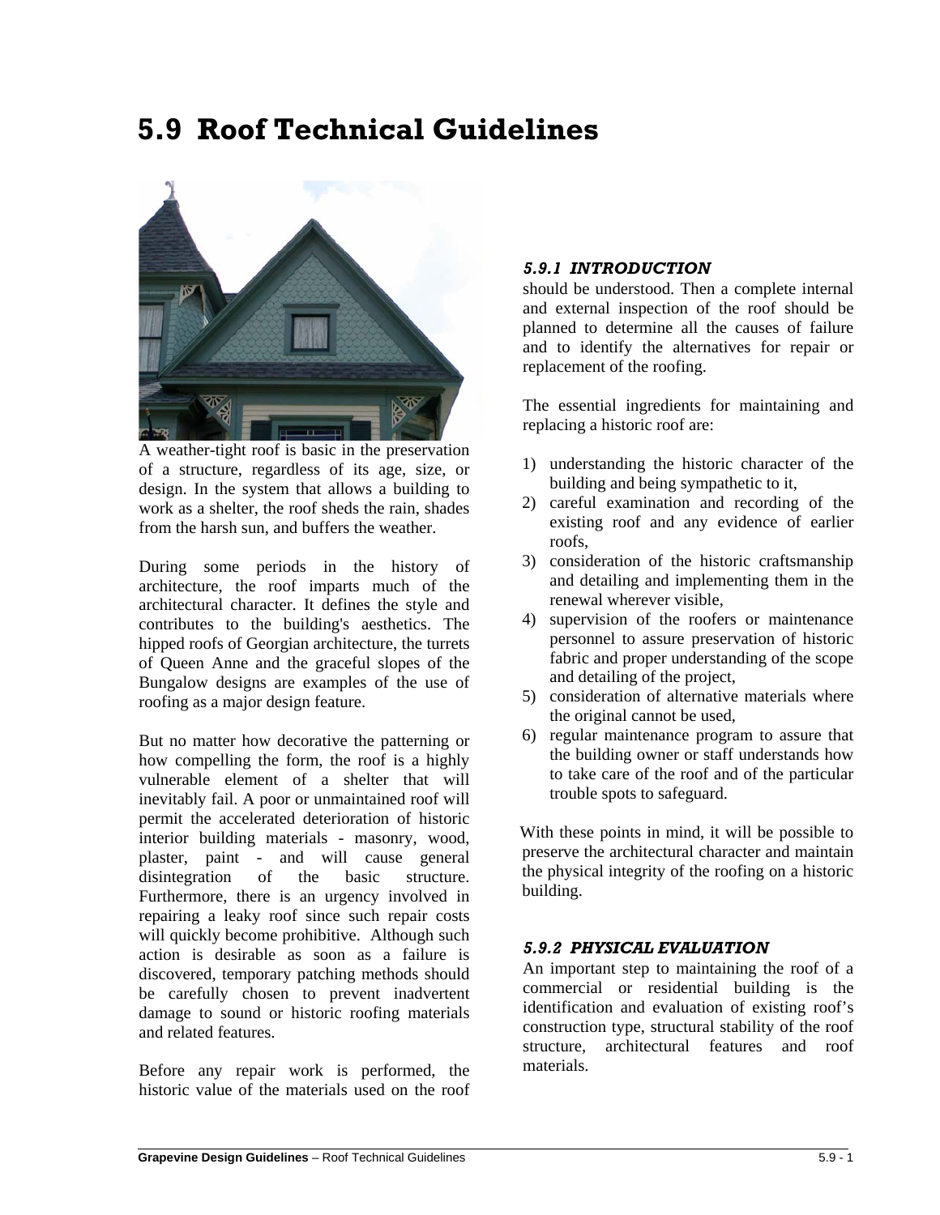# 5.9 Roof Technical Guidelines

A weather-tight roof is basic in the preservation of a structure, regardless of its age, size, or design. In the system that allows a building to work as a shelter, the roof sheds the rain, shades from the harsh sun, and buffers the weather.

During some periods in the history of architecture, the roof imparts much of the architectural character. It defines the style and contributes to the building's aesthetics. The hipped roofs of Georgian architecture, the turrets of Queen Anne and the graceful slopes of the Bungalow designs are examples of the use of roofing as a major design feature.

But no matter how decorative the patterning or how compelling the form, the roof is a highly vulnerable element of a shelter that will inevitably fail. A poor or unmaintained roof will permit the accelerated deterioration of historic interior building materials - masonry, wood, plaster, paint - and will cause general disintegration of the basic structure. Furthermore, there is an urgency involved in repairing a leaky roof since such repair costs will quickly become prohibitive. Although such action is desirable as soon as a failure is discovered, temporary patching methods should be carefully chosen to prevent inadvertent damage to sound or historic roofing materials and related features.

### *5.9.1 INTRODUCTION*

Before any repair work is performed, the historic value of the materials used on the roof should be understood. Then a complete internal and external inspection of the roof should be planned to determine all the causes of failure and to identify the alternatives for repair or replacement of the roofing.

The essential ingredients for maintaining and replacing a historic roof are:

1) understanding the historic character of the building and being sympathetic to it,
2) careful examination and recording of the existing roof and any evidence of earlier roofs,
3) consideration of the historic craftsmanship and detailing and implementing them in the renewal wherever visible,
4) supervision of the roofers or maintenance personnel to assure preservation of historic fabric and proper understanding of the scope and detailing of the project,
5) consideration of alternative materials where the original cannot be used,
6) regular maintenance program to assure that the building owner or staff understands how to take care of the roof and of the particular trouble spots to safeguard.

With these points in mind, it will be possible to preserve the architectural character and maintain the physical integrity of the roofing on a historic building.

### *5.9.2 PHYSICAL EVALUATION*

An important step to maintaining the roof of a commercial or residential building is the identification and evaluation of existing roof's construction type, structural stability of the roof structure, architectural features and roof materials.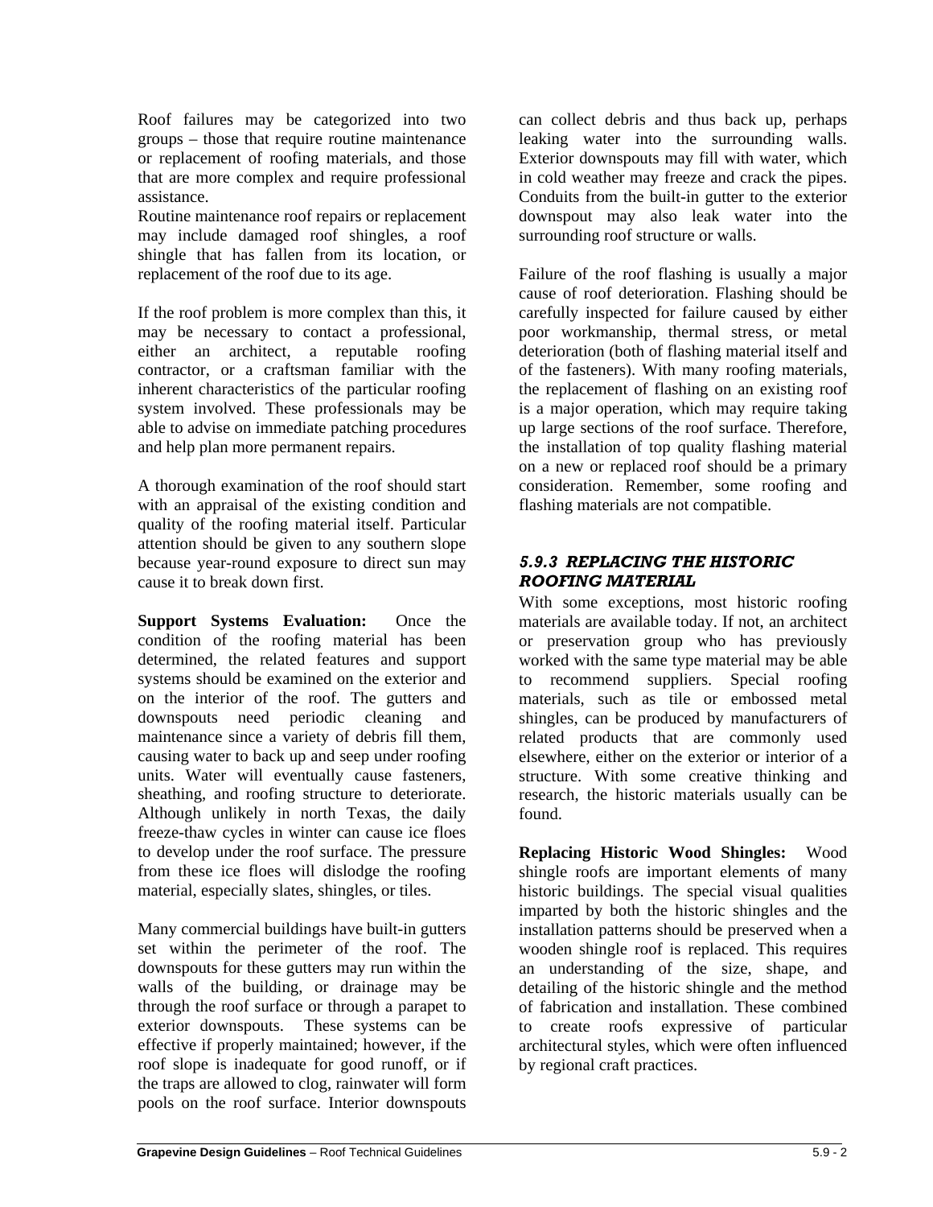Roof failures may be categorized into two groups – those that require routine maintenance or replacement of roofing materials, and those that are more complex and require professional assistance.

Routine maintenance roof repairs or replacement may include damaged roof shingles, a roof shingle that has fallen from its location, or replacement of the roof due to its age.

If the roof problem is more complex than this, it may be necessary to contact a professional, either an architect, a reputable roofing contractor, or a craftsman familiar with the inherent characteristics of the particular roofing system involved. These professionals may be able to advise on immediate patching procedures and help plan more permanent repairs.

A thorough examination of the roof should start with an appraisal of the existing condition and quality of the roofing material itself. Particular attention should be given to any southern slope because year-round exposure to direct sun may cause it to break down first.

**Support Systems Evaluation:** Once the condition of the roofing material has been determined, the related features and support systems should be examined on the exterior and on the interior of the roof. The gutters and downspouts need periodic cleaning and maintenance since a variety of debris fill them, causing water to back up and seep under roofing units. Water will eventually cause fasteners, sheathing, and roofing structure to deteriorate. Although unlikely in north Texas, the daily freeze-thaw cycles in winter can cause ice floes to develop under the roof surface. The pressure from these ice floes will dislodge the roofing material, especially slates, shingles, or tiles.

Many commercial buildings have built-in gutters set within the perimeter of the roof. The downspouts for these gutters may run within the walls of the building, or drainage may be through the roof surface or through a parapet to exterior downspouts. These systems can be effective if properly maintained; however, if the roof slope is inadequate for good runoff, or if the traps are allowed to clog, rainwater will form pools on the roof surface. Interior downspouts can collect debris and thus back up, perhaps leaking water into the surrounding walls. Exterior downspouts may fill with water, which in cold weather may freeze and crack the pipes. Conduits from the built-in gutter to the exterior downspout may also leak water into the surrounding roof structure or walls.

Failure of the roof flashing is usually a major cause of roof deterioration. Flashing should be carefully inspected for failure caused by either poor workmanship, thermal stress, or metal deterioration (both of flashing material itself and of the fasteners). With many roofing materials, the replacement of flashing on an existing roof is a major operation, which may require taking up large sections of the roof surface. Therefore, the installation of top quality flashing material on a new or replaced roof should be a primary consideration. Remember, some roofing and flashing materials are not compatible.

### *5.9.3 REPLACING THE HISTORIC ROOFING MATERIAL*

With some exceptions, most historic roofing materials are available today. If not, an architect or preservation group who has previously worked with the same type material may be able to recommend suppliers. Special roofing materials, such as tile or embossed metal shingles, can be produced by manufacturers of related products that are commonly used elsewhere, either on the exterior or interior of a structure. With some creative thinking and research, the historic materials usually can be found.

**Replacing Historic Wood Shingles:** Wood shingle roofs are important elements of many historic buildings. The special visual qualities imparted by both the historic shingles and the installation patterns should be preserved when a wooden shingle roof is replaced. This requires an understanding of the size, shape, and detailing of the historic shingle and the method of fabrication and installation. These combined to create roofs expressive of particular architectural styles, which were often influenced by regional craft practices.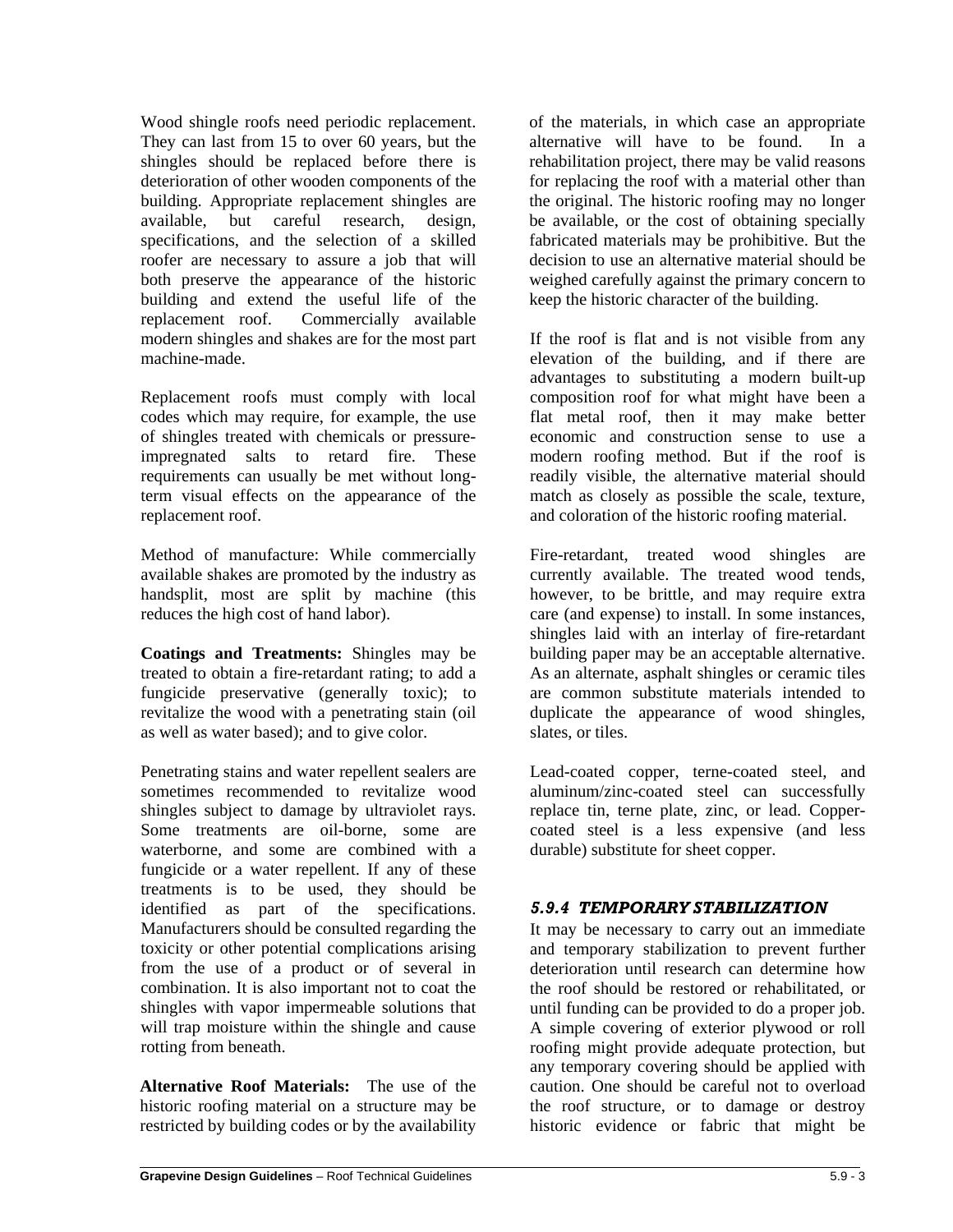Wood shingle roofs need periodic replacement. They can last from 15 to over 60 years, but the shingles should be replaced before there is deterioration of other wooden components of the building. Appropriate replacement shingles are available, but careful research, design, specifications, and the selection of a skilled roofer are necessary to assure a job that will both preserve the appearance of the historic building and extend the useful life of the replacement roof. Commercially available modern shingles and shakes are for the most part machine-made.

Replacement roofs must comply with local codes which may require, for example, the use of shingles treated with chemicals or pressure-impregnated salts to retard fire. These requirements can usually be met without long-term visual effects on the appearance of the replacement roof.

Method of manufacture: While commercially available shakes are promoted by the industry as handsplit, most are split by machine (this reduces the high cost of hand labor).

**Coatings and Treatments:** Shingles may be treated to obtain a fire-retardant rating; to add a fungicide preservative (generally toxic); to revitalize the wood with a penetrating stain (oil as well as water based); and to give color.

Penetrating stains and water repellent sealers are sometimes recommended to revitalize wood shingles subject to damage by ultraviolet rays. Some treatments are oil-borne, some are waterborne, and some are combined with a fungicide or a water repellent. If any of these treatments is to be used, they should be identified as part of the specifications. Manufacturers should be consulted regarding the toxicity or other potential complications arising from the use of a product or of several in combination. It is also important not to coat the shingles with vapor impermeable solutions that will trap moisture within the shingle and cause rotting from beneath.

**Alternative Roof Materials:** The use of the historic roofing material on a structure may be restricted by building codes or by the availability of the materials, in which case an appropriate alternative will have to be found. In a rehabilitation project, there may be valid reasons for replacing the roof with a material other than the original. The historic roofing may no longer be available, or the cost of obtaining specially fabricated materials may be prohibitive. But the decision to use an alternative material should be weighed carefully against the primary concern to keep the historic character of the building.

If the roof is flat and is not visible from any elevation of the building, and if there are advantages to substituting a modern built-up composition roof for what might have been a flat metal roof, then it may make better economic and construction sense to use a modern roofing method. But if the roof is readily visible, the alternative material should match as closely as possible the scale, texture, and coloration of the historic roofing material.

Fire-retardant, treated wood shingles are currently available. The treated wood tends, however, to be brittle, and may require extra care (and expense) to install. In some instances, shingles laid with an interlay of fire-retardant building paper may be an acceptable alternative. As an alternate, asphalt shingles or ceramic tiles are common substitute materials intended to duplicate the appearance of wood shingles, slates, or tiles.

Lead-coated copper, terne-coated steel, and aluminum/zinc-coated steel can successfully replace tin, terne plate, zinc, or lead. Copper-coated steel is a less expensive (and less durable) substitute for sheet copper.

### *5.9.4 TEMPORARY STABILIZATION*

It may be necessary to carry out an immediate and temporary stabilization to prevent further deterioration until research can determine how the roof should be restored or rehabilitated, or until funding can be provided to do a proper job. A simple covering of exterior plywood or roll roofing might provide adequate protection, but any temporary covering should be applied with caution. One should be careful not to overload the roof structure, or to damage or destroy historic evidence or fabric that might be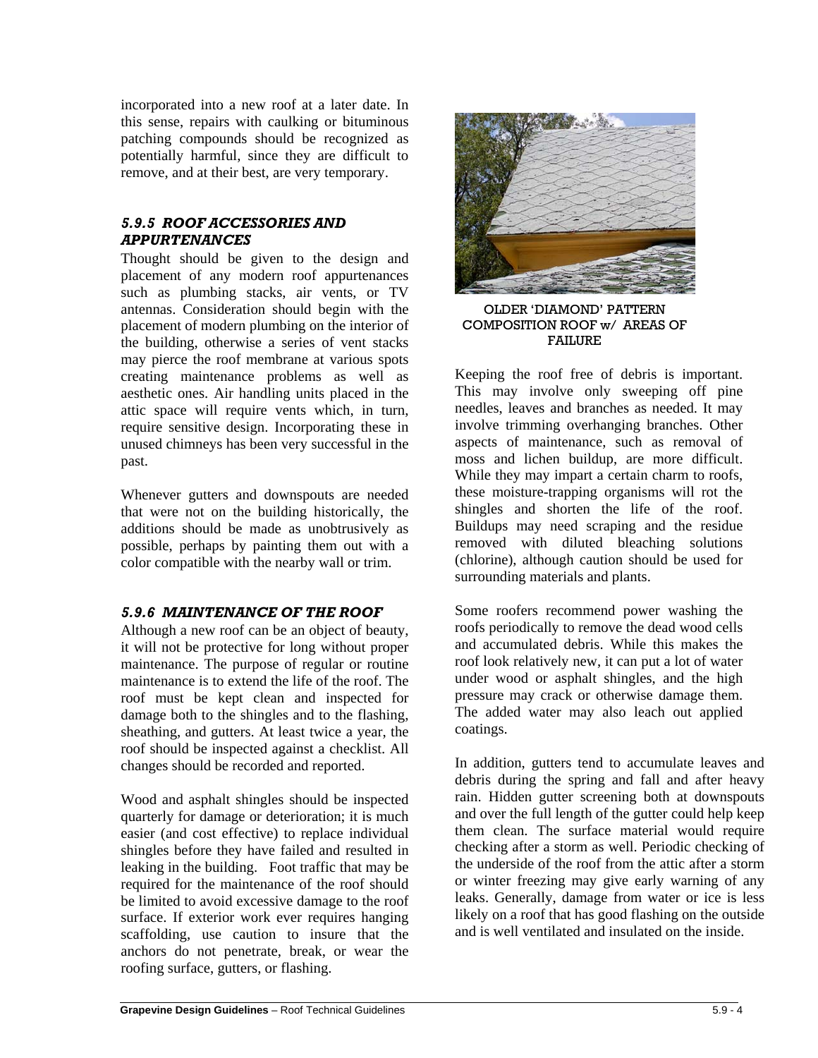incorporated into a new roof at a later date. In this sense, repairs with caulking or bituminous patching compounds should be recognized as potentially harmful, since they are difficult to remove, and at their best, are very temporary.

### *5.9.5 ROOF ACCESSORIES AND APPURTENANCES*

Thought should be given to the design and placement of any modern roof appurtenances such as plumbing stacks, air vents, or TV antennas. Consideration should begin with the placement of modern plumbing on the interior of the building, otherwise a series of vent stacks may pierce the roof membrane at various spots creating maintenance problems as well as aesthetic ones. Air handling units placed in the attic space will require vents which, in turn, require sensitive design. Incorporating these in unused chimneys has been very successful in the past.

Whenever gutters and downspouts are needed that were not on the building historically, the additions should be made as unobtrusively as possible, perhaps by painting them out with a color compatible with the nearby wall or trim.

### *5.9.6 MAINTENANCE OF THE ROOF*

Although a new roof can be an object of beauty, it will not be protective for long without proper maintenance. The purpose of regular or routine maintenance is to extend the life of the roof. The roof must be kept clean and inspected for damage both to the shingles and to the flashing, sheathing, and gutters. At least twice a year, the roof should be inspected against a checklist. All changes should be recorded and reported.

Wood and asphalt shingles should be inspected quarterly for damage or deterioration; it is much easier (and cost effective) to replace individual shingles before they have failed and resulted in leaking in the building. Foot traffic that may be required for the maintenance of the roof should be limited to avoid excessive damage to the roof surface. If exterior work ever requires hanging scaffolding, use caution to insure that the anchors do not penetrate, break, or wear the roofing surface, gutters, or flashing.

OLDER 'DIAMOND' PATTERN COMPOSITION ROOF w/ AREAS OF FAILURE

Keeping the roof free of debris is important. This may involve only sweeping off pine needles, leaves and branches as needed. It may involve trimming overhanging branches. Other aspects of maintenance, such as removal of moss and lichen buildup, are more difficult. While they may impart a certain charm to roofs, these moisture-trapping organisms will rot the shingles and shorten the life of the roof. Buildups may need scraping and the residue removed with diluted bleaching solutions (chlorine), although caution should be used for surrounding materials and plants.

Some roofers recommend power washing the roofs periodically to remove the dead wood cells and accumulated debris. While this makes the roof look relatively new, it can put a lot of water under wood or asphalt shingles, and the high pressure may crack or otherwise damage them. The added water may also leach out applied coatings.

In addition, gutters tend to accumulate leaves and debris during the spring and fall and after heavy rain. Hidden gutter screening both at downspouts and over the full length of the gutter could help keep them clean. The surface material would require checking after a storm as well. Periodic checking of the underside of the roof from the attic after a storm or winter freezing may give early warning of any leaks. Generally, damage from water or ice is less likely on a roof that has good flashing on the outside and is well ventilated and insulated on the inside.